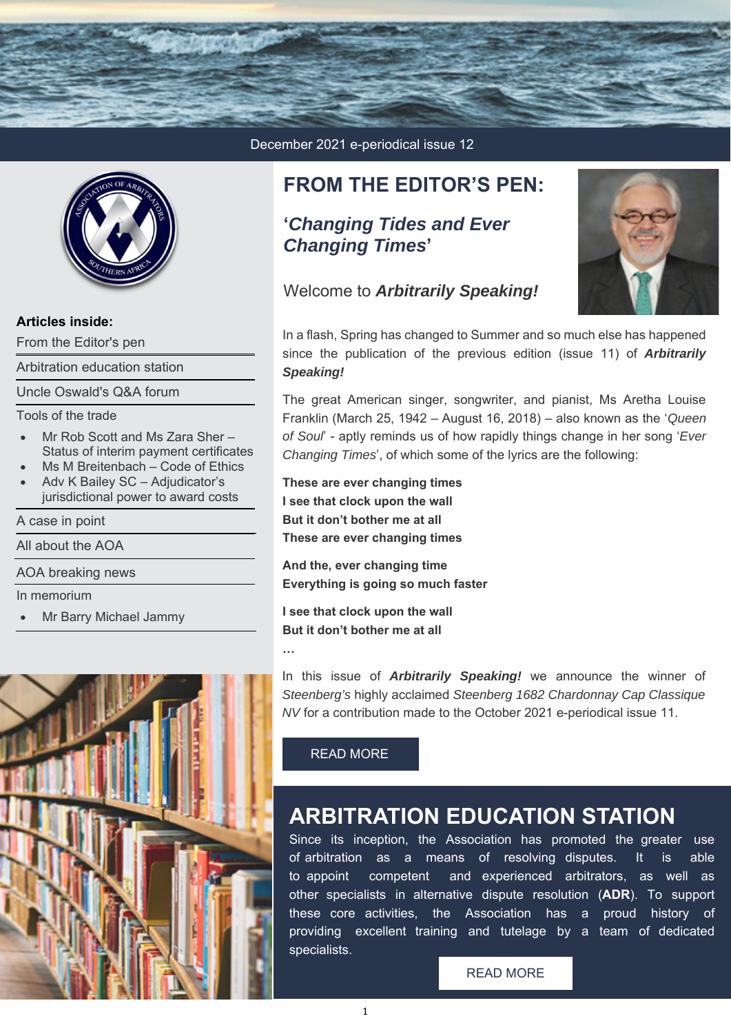December 2021 e-periodical issue 12

**Articles inside:**

- From the Editor's pen
- Arbitration education station
- Uncle Oswald's Q&A forum
- Tools of the trade
  - Mr Rob Scott and Ms Zara Sher – Status of interim payment certificates
  - Ms M Breitenbach – Code of Ethics
  - Adv K Bailey SC – Adjudicator's jurisdictional power to award costs
- A case in point
- All about the AOA
- AOA breaking news
- In memorium
  - Mr Barry Michael Jammy

# FROM THE EDITOR'S PEN:

## *'Changing Tides and Ever Changing Times'*

Welcome to ***Arbitrarily Speaking!***

In a flash, Spring has changed to Summer and so much else has happened since the publication of the previous edition (issue 11) of ***Arbitrarily Speaking!***

The great American singer, songwriter, and pianist, Ms Aretha Louise Franklin (March 25, 1942 – August 16, 2018) – also known as the '*Queen of Soul*' - aptly reminds us of how rapidly things change in her song '*Ever Changing Times*', of which some of the lyrics are the following:

**These are ever changing times**
**I see that clock upon the wall**
**But it don't bother me at all**
**These are ever changing times**

**And the, ever changing time**
**Everything is going so much faster**

**I see that clock upon the wall**
**But it don't bother me at all**
**…**

In this issue of ***Arbitrarily Speaking!*** we announce the winner of *Steenberg's* highly acclaimed *Steenberg 1682 Chardonnay Cap Classique NV* for a contribution made to the October 2021 e-periodical issue 11.

READ MORE

# ARBITRATION EDUCATION STATION

Since its inception, the Association has promoted the greater use of arbitration as a means of resolving disputes. It is able to appoint competent and experienced arbitrators, as well as other specialists in alternative dispute resolution (**ADR**). To support these core activities, the Association has a proud history of providing excellent training and tutelage by a team of dedicated specialists.

READ MORE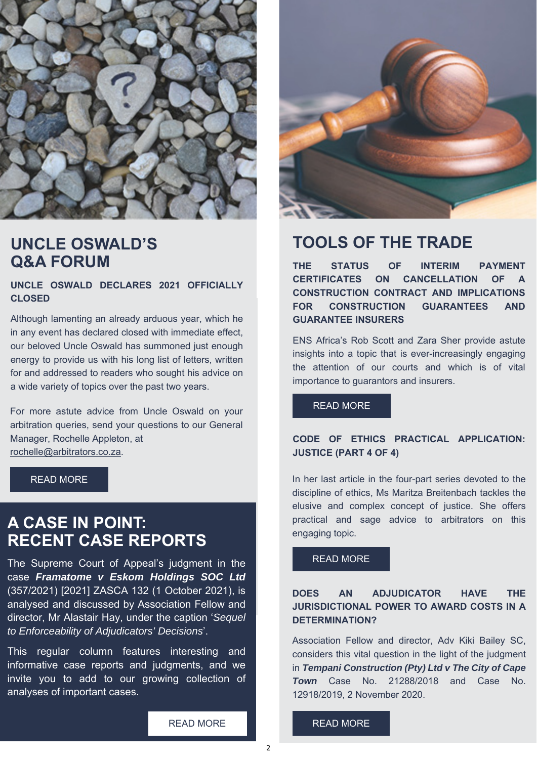# UNCLE OSWALD'S Q&A FORUM

**UNCLE OSWALD DECLARES 2021 OFFICIALLY CLOSED**

Although lamenting an already arduous year, which he in any event has declared closed with immediate effect, our beloved Uncle Oswald has summoned just enough energy to provide us with his long list of letters, written for and addressed to readers who sought his advice on a wide variety of topics over the past two years.

For more astute advice from Uncle Oswald on your arbitration queries, send your questions to our General Manager, Rochelle Appleton, at rochelle@arbitrators.co.za.

READ MORE

# A CASE IN POINT: RECENT CASE REPORTS

The Supreme Court of Appeal's judgment in the case ***Framatome v Eskom Holdings SOC Ltd*** (357/2021) [2021] ZASCA 132 (1 October 2021), is analysed and discussed by Association Fellow and director, Mr Alastair Hay, under the caption '*Sequel to Enforceability of Adjudicators' Decisions*'.

This regular column features interesting and informative case reports and judgments, and we invite you to add to our growing collection of analyses of important cases.

READ MORE

# TOOLS OF THE TRADE

**THE STATUS OF INTERIM PAYMENT CERTIFICATES ON CANCELLATION OF A CONSTRUCTION CONTRACT AND IMPLICATIONS FOR CONSTRUCTION GUARANTEES AND GUARANTEE INSURERS**

ENS Africa's Rob Scott and Zara Sher provide astute insights into a topic that is ever-increasingly engaging the attention of our courts and which is of vital importance to guarantors and insurers.

READ MORE

**CODE OF ETHICS PRACTICAL APPLICATION: JUSTICE (PART 4 OF 4)**

In her last article in the four-part series devoted to the discipline of ethics, Ms Maritza Breitenbach tackles the elusive and complex concept of justice. She offers practical and sage advice to arbitrators on this engaging topic.

READ MORE

**DOES AN ADJUDICATOR HAVE THE JURISDICTIONAL POWER TO AWARD COSTS IN A DETERMINATION?**

Association Fellow and director, Adv Kiki Bailey SC, considers this vital question in the light of the judgment in ***Tempani Construction (Pty) Ltd v The City of Cape Town*** Case No. 21288/2018 and Case No. 12918/2019, 2 November 2020.

READ MORE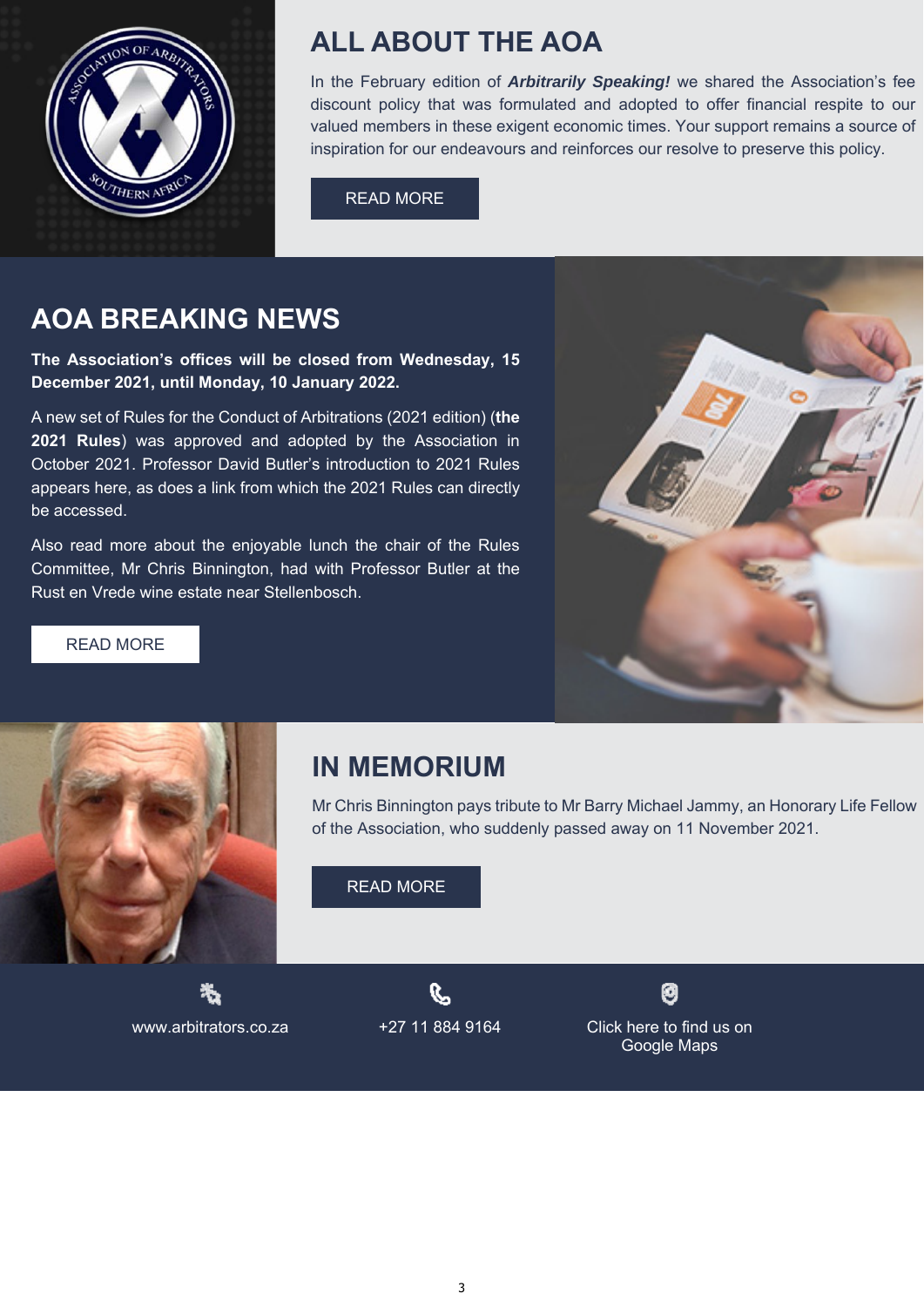## ALL ABOUT THE AOA

In the February edition of ***Arbitrarily Speaking!*** we shared the Association's fee discount policy that was formulated and adopted to offer financial respite to our valued members in these exigent economic times. Your support remains a source of inspiration for our endeavours and reinforces our resolve to preserve this policy.

READ MORE

## AOA BREAKING NEWS

**The Association's offices will be closed from Wednesday, 15 December 2021, until Monday, 10 January 2022.**

A new set of Rules for the Conduct of Arbitrations (2021 edition) (**the 2021 Rules**) was approved and adopted by the Association in October 2021. Professor David Butler's introduction to 2021 Rules appears here, as does a link from which the 2021 Rules can directly be accessed.

Also read more about the enjoyable lunch the chair of the Rules Committee, Mr Chris Binnington, had with Professor Butler at the Rust en Vrede wine estate near Stellenbosch.

READ MORE

## IN MEMORIUM

Mr Chris Binnington pays tribute to Mr Barry Michael Jammy, an Honorary Life Fellow of the Association, who suddenly passed away on 11 November 2021.

READ MORE

www.arbitrators.co.za

+27 11 884 9164

Click here to find us on Google Maps